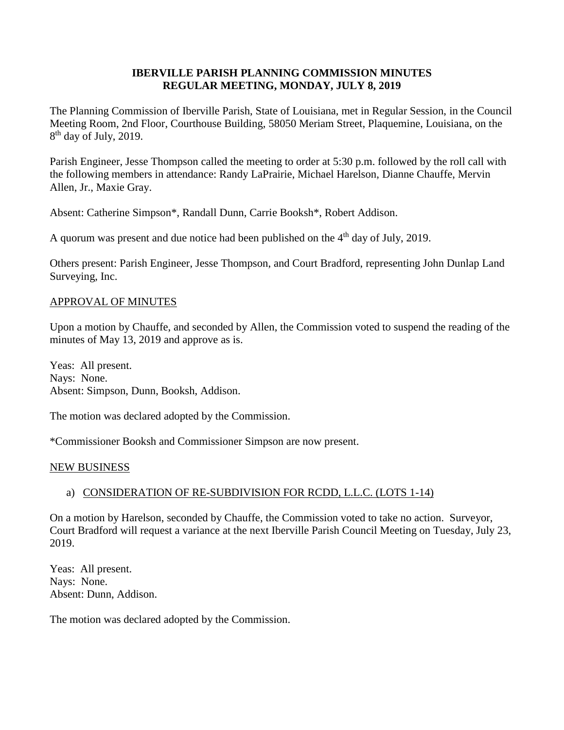# IBERVILLE PARISH PLANNING COMMISSION MINUTES
## REGULAR MEETING, MONDAY, JULY 8, 2019

The Planning Commission of Iberville Parish, State of Louisiana, met in Regular Session, in the Council Meeting Room, 2nd Floor, Courthouse Building, 58050 Meriam Street, Plaquemine, Louisiana, on the 8th day of July, 2019.

Parish Engineer, Jesse Thompson called the meeting to order at 5:30 p.m. followed by the roll call with the following members in attendance: Randy LaPrairie, Michael Harelson, Dianne Chauffe, Mervin Allen, Jr., Maxie Gray.

Absent: Catherine Simpson*, Randall Dunn, Carrie Booksh*, Robert Addison.

A quorum was present and due notice had been published on the 4th day of July, 2019.

Others present: Parish Engineer, Jesse Thompson, and Court Bradford, representing John Dunlap Land Surveying, Inc.

APPROVAL OF MINUTES

Upon a motion by Chauffe, and seconded by Allen, the Commission voted to suspend the reading of the minutes of May 13, 2019 and approve as is.

Yeas: All present.
Nays: None.
Absent: Simpson, Dunn, Booksh, Addison.

The motion was declared adopted by the Commission.

*Commissioner Booksh and Commissioner Simpson are now present.

NEW BUSINESS

a) CONSIDERATION OF RE-SUBDIVISION FOR RCDD, L.L.C. (LOTS 1-14)

On a motion by Harelson, seconded by Chauffe, the Commission voted to take no action. Surveyor, Court Bradford will request a variance at the next Iberville Parish Council Meeting on Tuesday, July 23, 2019.

Yeas: All present.
Nays: None.
Absent: Dunn, Addison.

The motion was declared adopted by the Commission.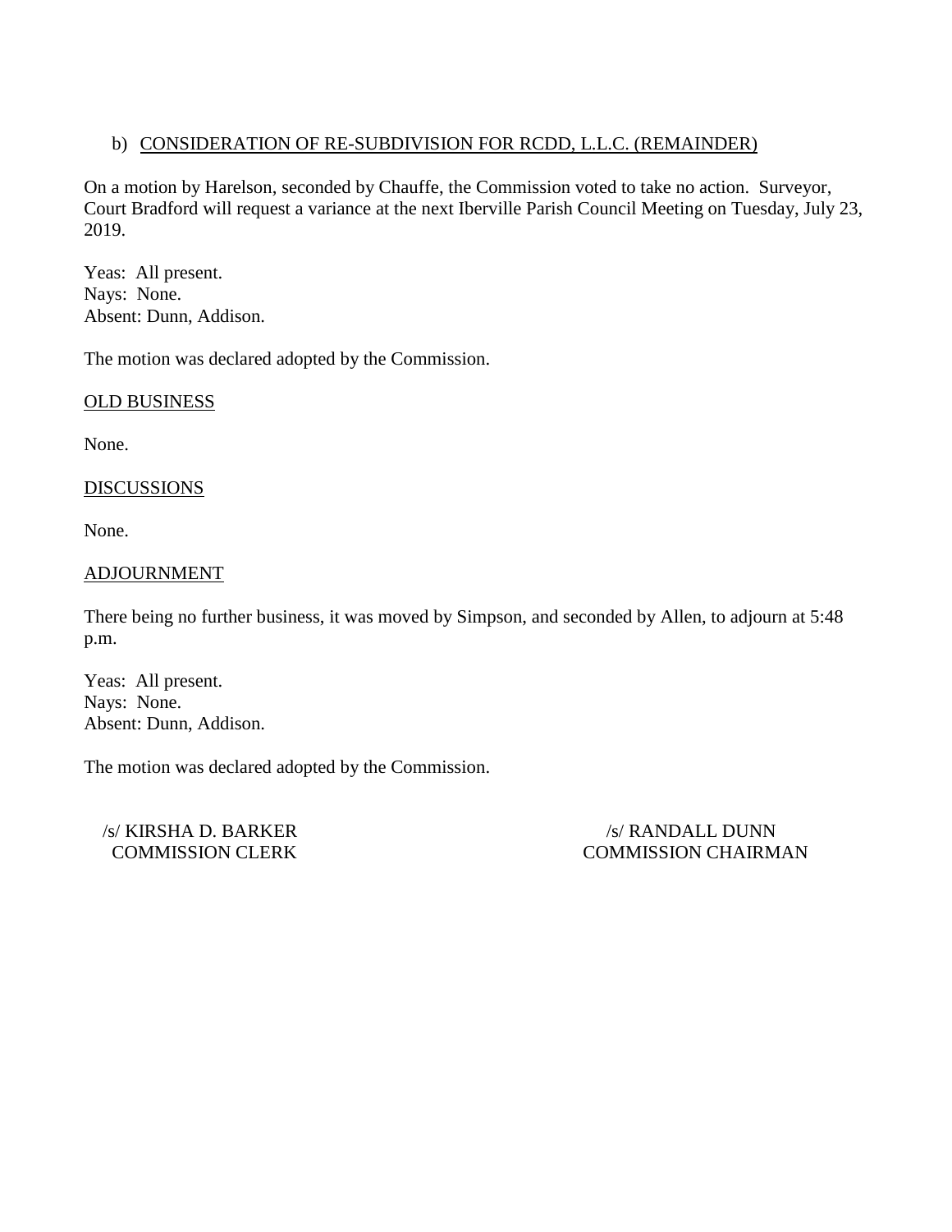b) <u>CONSIDERATION OF RE-SUBDIVISION FOR RCDD, L.L.C. (REMAINDER)</u>

On a motion by Harelson, seconded by Chauffe, the Commission voted to take no action. Surveyor, Court Bradford will request a variance at the next Iberville Parish Council Meeting on Tuesday, July 23, 2019.

Yeas: All present.
Nays: None.
Absent: Dunn, Addison.

The motion was declared adopted by the Commission.

<u>OLD BUSINESS</u>

None.

<u>DISCUSSIONS</u>

None.

<u>ADJOURNMENT</u>

There being no further business, it was moved by Simpson, and seconded by Allen, to adjourn at 5:48 p.m.

Yeas: All present.
Nays: None.
Absent: Dunn, Addison.

The motion was declared adopted by the Commission.

/s/ KIRSHA D. BARKER
COMMISSION CLERK

/s/ RANDALL DUNN
COMMISSION CHAIRMAN